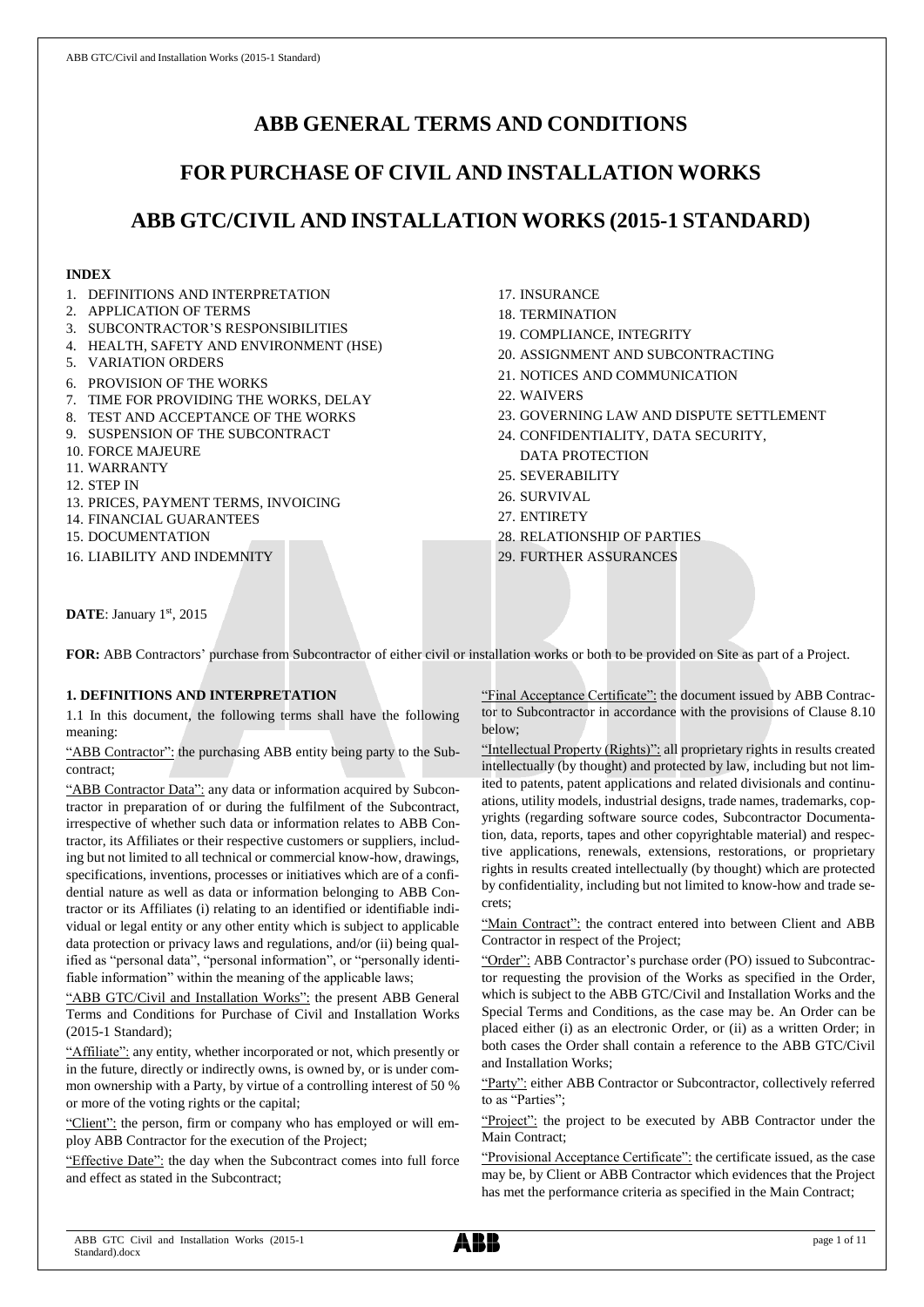# ABB GENERAL TERMS AND CONDITIONS

# FOR PURCHASE OF CIVIL AND INSTALLATION WORKS

# ABB GTC/CIVIL AND INSTALLATION WORKS (2015-1 STANDARD)

**INDEX**

1. DEFINITIONS AND INTERPRETATION
2. APPLICATION OF TERMS
3. SUBCONTRACTOR'S RESPONSIBILITIES
4. HEALTH, SAFETY AND ENVIRONMENT (HSE)
5. VARIATION ORDERS
6. PROVISION OF THE WORKS
7. TIME FOR PROVIDING THE WORKS, DELAY
8. TEST AND ACCEPTANCE OF THE WORKS
9. SUSPENSION OF THE SUBCONTRACT
10. FORCE MAJEURE
11. WARRANTY
12. STEP IN
13. PRICES, PAYMENT TERMS, INVOICING
14. FINANCIAL GUARANTEES
15. DOCUMENTATION
16. LIABILITY AND INDEMNITY
17. INSURANCE
18. TERMINATION
19. COMPLIANCE, INTEGRITY
20. ASSIGNMENT AND SUBCONTRACTING
21. NOTICES AND COMMUNICATION
22. WAIVERS
23. GOVERNING LAW AND DISPUTE SETTLEMENT
24. CONFIDENTIALITY, DATA SECURITY, DATA PROTECTION
25. SEVERABILITY
26. SURVIVAL
27. ENTIRETY
28. RELATIONSHIP OF PARTIES
29. FURTHER ASSURANCES

**DATE**: January 1st, 2015

**FOR:** ABB Contractors' purchase from Subcontractor of either civil or installation works or both to be provided on Site as part of a Project.

## 1. DEFINITIONS AND INTERPRETATION

1.1 In this document, the following terms shall have the following meaning:

"ABB Contractor": the purchasing ABB entity being party to the Subcontract;

"ABB Contractor Data": any data or information acquired by Subcontractor in preparation of or during the fulfilment of the Subcontract, irrespective of whether such data or information relates to ABB Contractor, its Affiliates or their respective customers or suppliers, including but not limited to all technical or commercial know-how, drawings, specifications, inventions, processes or initiatives which are of a confidential nature as well as data or information belonging to ABB Contractor or its Affiliates (i) relating to an identified or identifiable individual or legal entity or any other entity which is subject to applicable data protection or privacy laws and regulations, and/or (ii) being qualified as "personal data", "personal information", or "personally identifiable information" within the meaning of the applicable laws;

"ABB GTC/Civil and Installation Works": the present ABB General Terms and Conditions for Purchase of Civil and Installation Works (2015-1 Standard);

"Affiliate": any entity, whether incorporated or not, which presently or in the future, directly or indirectly owns, is owned by, or is under common ownership with a Party, by virtue of a controlling interest of 50 % or more of the voting rights or the capital;

"Client": the person, firm or company who has employed or will employ ABB Contractor for the execution of the Project;

"Effective Date": the day when the Subcontract comes into full force and effect as stated in the Subcontract;

"Final Acceptance Certificate": the document issued by ABB Contractor to Subcontractor in accordance with the provisions of Clause 8.10 below;

"Intellectual Property (Rights)": all proprietary rights in results created intellectually (by thought) and protected by law, including but not limited to patents, patent applications and related divisionals and continuations, utility models, industrial designs, trade names, trademarks, copyrights (regarding software source codes, Subcontractor Documentation, data, reports, tapes and other copyrightable material) and respective applications, renewals, extensions, restorations, or proprietary rights in results created intellectually (by thought) which are protected by confidentiality, including but not limited to know-how and trade secrets;

"Main Contract": the contract entered into between Client and ABB Contractor in respect of the Project;

"Order": ABB Contractor's purchase order (PO) issued to Subcontractor requesting the provision of the Works as specified in the Order, which is subject to the ABB GTC/Civil and Installation Works and the Special Terms and Conditions, as the case may be. An Order can be placed either (i) as an electronic Order, or (ii) as a written Order; in both cases the Order shall contain a reference to the ABB GTC/Civil and Installation Works;

"Party": either ABB Contractor or Subcontractor, collectively referred to as "Parties";

"Project": the project to be executed by ABB Contractor under the Main Contract;

"Provisional Acceptance Certificate": the certificate issued, as the case may be, by Client or ABB Contractor which evidences that the Project has met the performance criteria as specified in the Main Contract;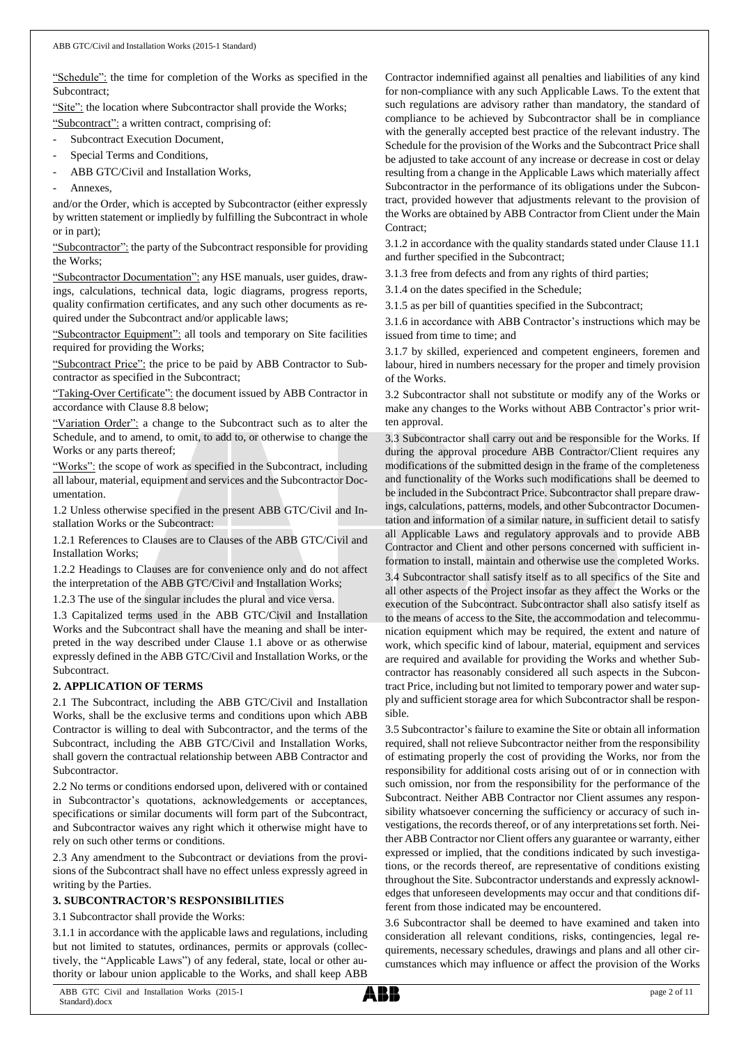"Schedule": the time for completion of the Works as specified in the Subcontract;

"Site": the location where Subcontractor shall provide the Works;

"Subcontract": a written contract, comprising of:

- Subcontract Execution Document,
- Special Terms and Conditions,
- ABB GTC/Civil and Installation Works,
- Annexes,

and/or the Order, which is accepted by Subcontractor (either expressly by written statement or impliedly by fulfilling the Subcontract in whole or in part);

"Subcontractor": the party of the Subcontract responsible for providing the Works;

"Subcontractor Documentation": any HSE manuals, user guides, drawings, calculations, technical data, logic diagrams, progress reports, quality confirmation certificates, and any such other documents as required under the Subcontract and/or applicable laws;

"Subcontractor Equipment": all tools and temporary on Site facilities required for providing the Works;

"Subcontract Price": the price to be paid by ABB Contractor to Subcontractor as specified in the Subcontract;

"Taking-Over Certificate": the document issued by ABB Contractor in accordance with Clause 8.8 below;

"Variation Order": a change to the Subcontract such as to alter the Schedule, and to amend, to omit, to add to, or otherwise to change the Works or any parts thereof;

"Works": the scope of work as specified in the Subcontract, including all labour, material, equipment and services and the Subcontractor Documentation.

1.2 Unless otherwise specified in the present ABB GTC/Civil and Installation Works or the Subcontract:

1.2.1 References to Clauses are to Clauses of the ABB GTC/Civil and Installation Works;

1.2.2 Headings to Clauses are for convenience only and do not affect the interpretation of the ABB GTC/Civil and Installation Works;

1.2.3 The use of the singular includes the plural and vice versa.

1.3 Capitalized terms used in the ABB GTC/Civil and Installation Works and the Subcontract shall have the meaning and shall be interpreted in the way described under Clause 1.1 above or as otherwise expressly defined in the ABB GTC/Civil and Installation Works, or the Subcontract.

**2. APPLICATION OF TERMS**

2.1 The Subcontract, including the ABB GTC/Civil and Installation Works, shall be the exclusive terms and conditions upon which ABB Contractor is willing to deal with Subcontractor, and the terms of the Subcontract, including the ABB GTC/Civil and Installation Works, shall govern the contractual relationship between ABB Contractor and Subcontractor.

2.2 No terms or conditions endorsed upon, delivered with or contained in Subcontractor's quotations, acknowledgements or acceptances, specifications or similar documents will form part of the Subcontract, and Subcontractor waives any right which it otherwise might have to rely on such other terms or conditions.

2.3 Any amendment to the Subcontract or deviations from the provisions of the Subcontract shall have no effect unless expressly agreed in writing by the Parties.

**3. SUBCONTRACTOR'S RESPONSIBILITIES**

3.1 Subcontractor shall provide the Works:

3.1.1 in accordance with the applicable laws and regulations, including but not limited to statutes, ordinances, permits or approvals (collectively, the "Applicable Laws") of any federal, state, local or other authority or labour union applicable to the Works, and shall keep ABB Contractor indemnified against all penalties and liabilities of any kind for non-compliance with any such Applicable Laws. To the extent that such regulations are advisory rather than mandatory, the standard of compliance to be achieved by Subcontractor shall be in compliance with the generally accepted best practice of the relevant industry. The Schedule for the provision of the Works and the Subcontract Price shall be adjusted to take account of any increase or decrease in cost or delay resulting from a change in the Applicable Laws which materially affect Subcontractor in the performance of its obligations under the Subcontract, provided however that adjustments relevant to the provision of the Works are obtained by ABB Contractor from Client under the Main Contract;

3.1.2 in accordance with the quality standards stated under Clause 11.1 and further specified in the Subcontract;

3.1.3 free from defects and from any rights of third parties;

3.1.4 on the dates specified in the Schedule;

3.1.5 as per bill of quantities specified in the Subcontract;

3.1.6 in accordance with ABB Contractor's instructions which may be issued from time to time; and

3.1.7 by skilled, experienced and competent engineers, foremen and labour, hired in numbers necessary for the proper and timely provision of the Works.

3.2 Subcontractor shall not substitute or modify any of the Works or make any changes to the Works without ABB Contractor's prior written approval.

3.3 Subcontractor shall carry out and be responsible for the Works. If during the approval procedure ABB Contractor/Client requires any modifications of the submitted design in the frame of the completeness and functionality of the Works such modifications shall be deemed to be included in the Subcontract Price. Subcontractor shall prepare drawings, calculations, patterns, models, and other Subcontractor Documentation and information of a similar nature, in sufficient detail to satisfy all Applicable Laws and regulatory approvals and to provide ABB Contractor and Client and other persons concerned with sufficient information to install, maintain and otherwise use the completed Works.

3.4 Subcontractor shall satisfy itself as to all specifics of the Site and all other aspects of the Project insofar as they affect the Works or the execution of the Subcontract. Subcontractor shall also satisfy itself as to the means of access to the Site, the accommodation and telecommunication equipment which may be required, the extent and nature of work, which specific kind of labour, material, equipment and services are required and available for providing the Works and whether Subcontractor has reasonably considered all such aspects in the Subcontract Price, including but not limited to temporary power and water supply and sufficient storage area for which Subcontractor shall be responsible.

3.5 Subcontractor's failure to examine the Site or obtain all information required, shall not relieve Subcontractor neither from the responsibility of estimating properly the cost of providing the Works, nor from the responsibility for additional costs arising out of or in connection with such omission, nor from the responsibility for the performance of the Subcontract. Neither ABB Contractor nor Client assumes any responsibility whatsoever concerning the sufficiency or accuracy of such investigations, the records thereof, or of any interpretations set forth. Neither ABB Contractor nor Client offers any guarantee or warranty, either expressed or implied, that the conditions indicated by such investigations, or the records thereof, are representative of conditions existing throughout the Site. Subcontractor understands and expressly acknowledges that unforeseen developments may occur and that conditions different from those indicated may be encountered.

3.6 Subcontractor shall be deemed to have examined and taken into consideration all relevant conditions, risks, contingencies, legal requirements, necessary schedules, drawings and plans and all other circumstances which may influence or affect the provision of the Works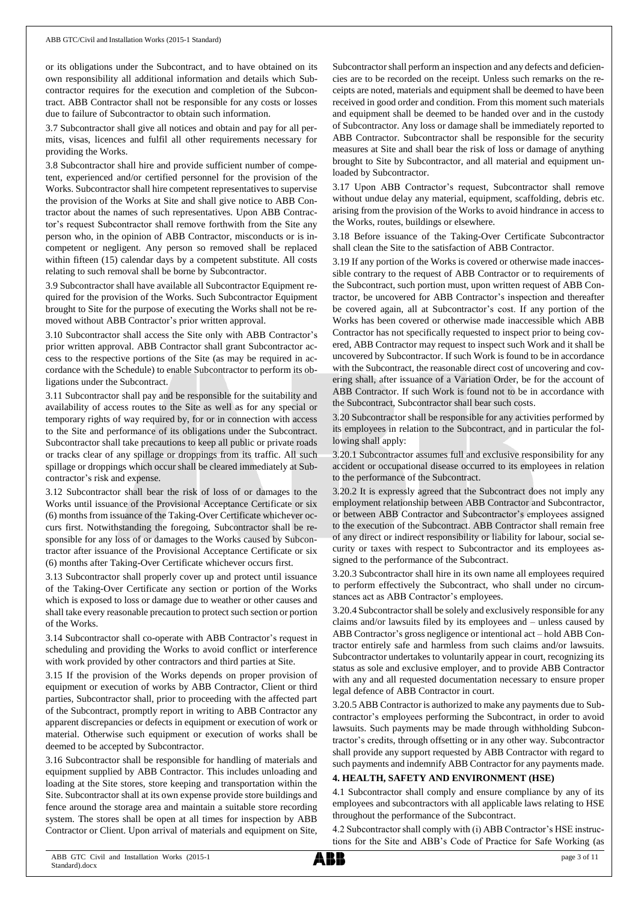or its obligations under the Subcontract, and to have obtained on its own responsibility all additional information and details which Subcontractor requires for the execution and completion of the Subcontract. ABB Contractor shall not be responsible for any costs or losses due to failure of Subcontractor to obtain such information.

3.7 Subcontractor shall give all notices and obtain and pay for all permits, visas, licences and fulfil all other requirements necessary for providing the Works.

3.8 Subcontractor shall hire and provide sufficient number of competent, experienced and/or certified personnel for the provision of the Works. Subcontractor shall hire competent representatives to supervise the provision of the Works at Site and shall give notice to ABB Contractor about the names of such representatives. Upon ABB Contractor's request Subcontractor shall remove forthwith from the Site any person who, in the opinion of ABB Contractor, misconducts or is incompetent or negligent. Any person so removed shall be replaced within fifteen (15) calendar days by a competent substitute. All costs relating to such removal shall be borne by Subcontractor.

3.9 Subcontractor shall have available all Subcontractor Equipment required for the provision of the Works. Such Subcontractor Equipment brought to Site for the purpose of executing the Works shall not be removed without ABB Contractor's prior written approval.

3.10 Subcontractor shall access the Site only with ABB Contractor's prior written approval. ABB Contractor shall grant Subcontractor access to the respective portions of the Site (as may be required in accordance with the Schedule) to enable Subcontractor to perform its obligations under the Subcontract.

3.11 Subcontractor shall pay and be responsible for the suitability and availability of access routes to the Site as well as for any special or temporary rights of way required by, for or in connection with access to the Site and performance of its obligations under the Subcontract. Subcontractor shall take precautions to keep all public or private roads or tracks clear of any spillage or droppings from its traffic. All such spillage or droppings which occur shall be cleared immediately at Subcontractor's risk and expense.

3.12 Subcontractor shall bear the risk of loss of or damages to the Works until issuance of the Provisional Acceptance Certificate or six (6) months from issuance of the Taking-Over Certificate whichever occurs first. Notwithstanding the foregoing, Subcontractor shall be responsible for any loss of or damages to the Works caused by Subcontractor after issuance of the Provisional Acceptance Certificate or six (6) months after Taking-Over Certificate whichever occurs first.

3.13 Subcontractor shall properly cover up and protect until issuance of the Taking-Over Certificate any section or portion of the Works which is exposed to loss or damage due to weather or other causes and shall take every reasonable precaution to protect such section or portion of the Works.

3.14 Subcontractor shall co-operate with ABB Contractor's request in scheduling and providing the Works to avoid conflict or interference with work provided by other contractors and third parties at Site.

3.15 If the provision of the Works depends on proper provision of equipment or execution of works by ABB Contractor, Client or third parties, Subcontractor shall, prior to proceeding with the affected part of the Subcontract, promptly report in writing to ABB Contractor any apparent discrepancies or defects in equipment or execution of work or material. Otherwise such equipment or execution of works shall be deemed to be accepted by Subcontractor.

3.16 Subcontractor shall be responsible for handling of materials and equipment supplied by ABB Contractor. This includes unloading and loading at the Site stores, store keeping and transportation within the Site. Subcontractor shall at its own expense provide store buildings and fence around the storage area and maintain a suitable store recording system. The stores shall be open at all times for inspection by ABB Contractor or Client. Upon arrival of materials and equipment on Site, Subcontractor shall perform an inspection and any defects and deficiencies are to be recorded on the receipt. Unless such remarks on the receipts are noted, materials and equipment shall be deemed to have been received in good order and condition. From this moment such materials and equipment shall be deemed to be handed over and in the custody of Subcontractor. Any loss or damage shall be immediately reported to ABB Contractor. Subcontractor shall be responsible for the security measures at Site and shall bear the risk of loss or damage of anything brought to Site by Subcontractor, and all material and equipment unloaded by Subcontractor.

3.17 Upon ABB Contractor's request, Subcontractor shall remove without undue delay any material, equipment, scaffolding, debris etc. arising from the provision of the Works to avoid hindrance in access to the Works, routes, buildings or elsewhere.

3.18 Before issuance of the Taking-Over Certificate Subcontractor shall clean the Site to the satisfaction of ABB Contractor.

3.19 If any portion of the Works is covered or otherwise made inaccessible contrary to the request of ABB Contractor or to requirements of the Subcontract, such portion must, upon written request of ABB Contractor, be uncovered for ABB Contractor's inspection and thereafter be covered again, all at Subcontractor's cost. If any portion of the Works has been covered or otherwise made inaccessible which ABB Contractor has not specifically requested to inspect prior to being covered, ABB Contractor may request to inspect such Work and it shall be uncovered by Subcontractor. If such Work is found to be in accordance with the Subcontract, the reasonable direct cost of uncovering and covering shall, after issuance of a Variation Order, be for the account of ABB Contractor. If such Work is found not to be in accordance with the Subcontract, Subcontractor shall bear such costs.

3.20 Subcontractor shall be responsible for any activities performed by its employees in relation to the Subcontract, and in particular the following shall apply:

3.20.1 Subcontractor assumes full and exclusive responsibility for any accident or occupational disease occurred to its employees in relation to the performance of the Subcontract.

3.20.2 It is expressly agreed that the Subcontract does not imply any employment relationship between ABB Contractor and Subcontractor, or between ABB Contractor and Subcontractor's employees assigned to the execution of the Subcontract. ABB Contractor shall remain free of any direct or indirect responsibility or liability for labour, social security or taxes with respect to Subcontractor and its employees assigned to the performance of the Subcontract.

3.20.3 Subcontractor shall hire in its own name all employees required to perform effectively the Subcontract, who shall under no circumstances act as ABB Contractor's employees.

3.20.4 Subcontractor shall be solely and exclusively responsible for any claims and/or lawsuits filed by its employees and – unless caused by ABB Contractor's gross negligence or intentional act – hold ABB Contractor entirely safe and harmless from such claims and/or lawsuits. Subcontractor undertakes to voluntarily appear in court, recognizing its status as sole and exclusive employer, and to provide ABB Contractor with any and all requested documentation necessary to ensure proper legal defence of ABB Contractor in court.

3.20.5 ABB Contractor is authorized to make any payments due to Subcontractor's employees performing the Subcontract, in order to avoid lawsuits. Such payments may be made through withholding Subcontractor's credits, through offsetting or in any other way. Subcontractor shall provide any support requested by ABB Contractor with regard to such payments and indemnify ABB Contractor for any payments made.

## 4. HEALTH, SAFETY AND ENVIRONMENT (HSE)

4.1 Subcontractor shall comply and ensure compliance by any of its employees and subcontractors with all applicable laws relating to HSE throughout the performance of the Subcontract.

4.2 Subcontractor shall comply with (i) ABB Contractor's HSE instructions for the Site and ABB's Code of Practice for Safe Working (as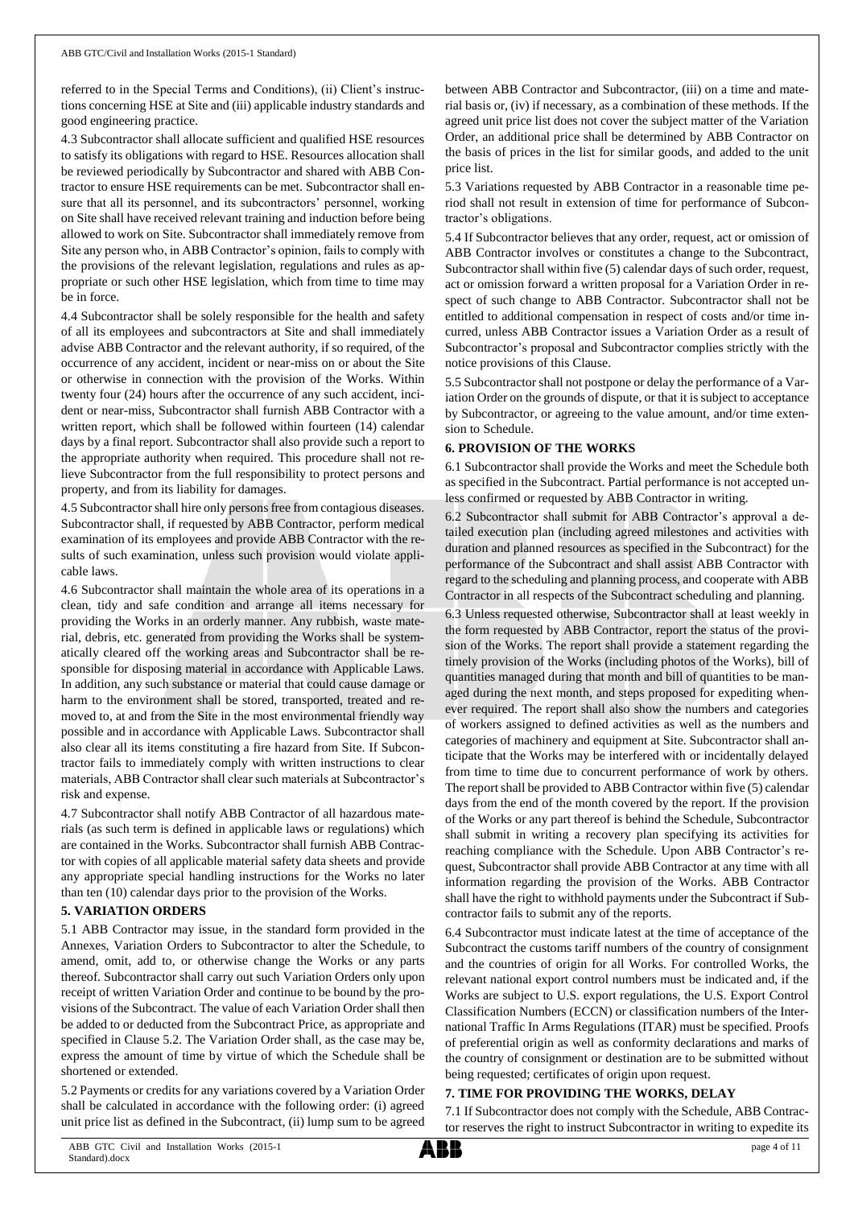referred to in the Special Terms and Conditions), (ii) Client's instructions concerning HSE at Site and (iii) applicable industry standards and good engineering practice.

4.3 Subcontractor shall allocate sufficient and qualified HSE resources to satisfy its obligations with regard to HSE. Resources allocation shall be reviewed periodically by Subcontractor and shared with ABB Contractor to ensure HSE requirements can be met. Subcontractor shall ensure that all its personnel, and its subcontractors' personnel, working on Site shall have received relevant training and induction before being allowed to work on Site. Subcontractor shall immediately remove from Site any person who, in ABB Contractor's opinion, fails to comply with the provisions of the relevant legislation, regulations and rules as appropriate or such other HSE legislation, which from time to time may be in force.

4.4 Subcontractor shall be solely responsible for the health and safety of all its employees and subcontractors at Site and shall immediately advise ABB Contractor and the relevant authority, if so required, of the occurrence of any accident, incident or near-miss on or about the Site or otherwise in connection with the provision of the Works. Within twenty four (24) hours after the occurrence of any such accident, incident or near-miss, Subcontractor shall furnish ABB Contractor with a written report, which shall be followed within fourteen (14) calendar days by a final report. Subcontractor shall also provide such a report to the appropriate authority when required. This procedure shall not relieve Subcontractor from the full responsibility to protect persons and property, and from its liability for damages.

4.5 Subcontractor shall hire only persons free from contagious diseases. Subcontractor shall, if requested by ABB Contractor, perform medical examination of its employees and provide ABB Contractor with the results of such examination, unless such provision would violate applicable laws.

4.6 Subcontractor shall maintain the whole area of its operations in a clean, tidy and safe condition and arrange all items necessary for providing the Works in an orderly manner. Any rubbish, waste material, debris, etc. generated from providing the Works shall be systematically cleared off the working areas and Subcontractor shall be responsible for disposing material in accordance with Applicable Laws. In addition, any such substance or material that could cause damage or harm to the environment shall be stored, transported, treated and removed to, at and from the Site in the most environmental friendly way possible and in accordance with Applicable Laws. Subcontractor shall also clear all its items constituting a fire hazard from Site. If Subcontractor fails to immediately comply with written instructions to clear materials, ABB Contractor shall clear such materials at Subcontractor's risk and expense.

4.7 Subcontractor shall notify ABB Contractor of all hazardous materials (as such term is defined in applicable laws or regulations) which are contained in the Works. Subcontractor shall furnish ABB Contractor with copies of all applicable material safety data sheets and provide any appropriate special handling instructions for the Works no later than ten (10) calendar days prior to the provision of the Works.

## 5. VARIATION ORDERS

5.1 ABB Contractor may issue, in the standard form provided in the Annexes, Variation Orders to Subcontractor to alter the Schedule, to amend, omit, add to, or otherwise change the Works or any parts thereof. Subcontractor shall carry out such Variation Orders only upon receipt of written Variation Order and continue to be bound by the provisions of the Subcontract. The value of each Variation Order shall then be added to or deducted from the Subcontract Price, as appropriate and specified in Clause 5.2. The Variation Order shall, as the case may be, express the amount of time by virtue of which the Schedule shall be shortened or extended.

5.2 Payments or credits for any variations covered by a Variation Order shall be calculated in accordance with the following order: (i) agreed unit price list as defined in the Subcontract, (ii) lump sum to be agreed between ABB Contractor and Subcontractor, (iii) on a time and material basis or, (iv) if necessary, as a combination of these methods. If the agreed unit price list does not cover the subject matter of the Variation Order, an additional price shall be determined by ABB Contractor on the basis of prices in the list for similar goods, and added to the unit price list.

5.3 Variations requested by ABB Contractor in a reasonable time period shall not result in extension of time for performance of Subcontractor's obligations.

5.4 If Subcontractor believes that any order, request, act or omission of ABB Contractor involves or constitutes a change to the Subcontract, Subcontractor shall within five (5) calendar days of such order, request, act or omission forward a written proposal for a Variation Order in respect of such change to ABB Contractor. Subcontractor shall not be entitled to additional compensation in respect of costs and/or time incurred, unless ABB Contractor issues a Variation Order as a result of Subcontractor's proposal and Subcontractor complies strictly with the notice provisions of this Clause.

5.5 Subcontractor shall not postpone or delay the performance of a Variation Order on the grounds of dispute, or that it is subject to acceptance by Subcontractor, or agreeing to the value amount, and/or time extension to Schedule.

## 6. PROVISION OF THE WORKS

6.1 Subcontractor shall provide the Works and meet the Schedule both as specified in the Subcontract. Partial performance is not accepted unless confirmed or requested by ABB Contractor in writing.

6.2 Subcontractor shall submit for ABB Contractor's approval a detailed execution plan (including agreed milestones and activities with duration and planned resources as specified in the Subcontract) for the performance of the Subcontract and shall assist ABB Contractor with regard to the scheduling and planning process, and cooperate with ABB Contractor in all respects of the Subcontract scheduling and planning.

6.3 Unless requested otherwise, Subcontractor shall at least weekly in the form requested by ABB Contractor, report the status of the provision of the Works. The report shall provide a statement regarding the timely provision of the Works (including photos of the Works), bill of quantities managed during that month and bill of quantities to be managed during the next month, and steps proposed for expediting whenever required. The report shall also show the numbers and categories of workers assigned to defined activities as well as the numbers and categories of machinery and equipment at Site. Subcontractor shall anticipate that the Works may be interfered with or incidentally delayed from time to time due to concurrent performance of work by others. The report shall be provided to ABB Contractor within five (5) calendar days from the end of the month covered by the report. If the provision of the Works or any part thereof is behind the Schedule, Subcontractor shall submit in writing a recovery plan specifying its activities for reaching compliance with the Schedule. Upon ABB Contractor's request, Subcontractor shall provide ABB Contractor at any time with all information regarding the provision of the Works. ABB Contractor shall have the right to withhold payments under the Subcontract if Subcontractor fails to submit any of the reports.

6.4 Subcontractor must indicate latest at the time of acceptance of the Subcontract the customs tariff numbers of the country of consignment and the countries of origin for all Works. For controlled Works, the relevant national export control numbers must be indicated and, if the Works are subject to U.S. export regulations, the U.S. Export Control Classification Numbers (ECCN) or classification numbers of the International Traffic In Arms Regulations (ITAR) must be specified. Proofs of preferential origin as well as conformity declarations and marks of the country of consignment or destination are to be submitted without being requested; certificates of origin upon request.

## 7. TIME FOR PROVIDING THE WORKS, DELAY

7.1 If Subcontractor does not comply with the Schedule, ABB Contractor reserves the right to instruct Subcontractor in writing to expedite its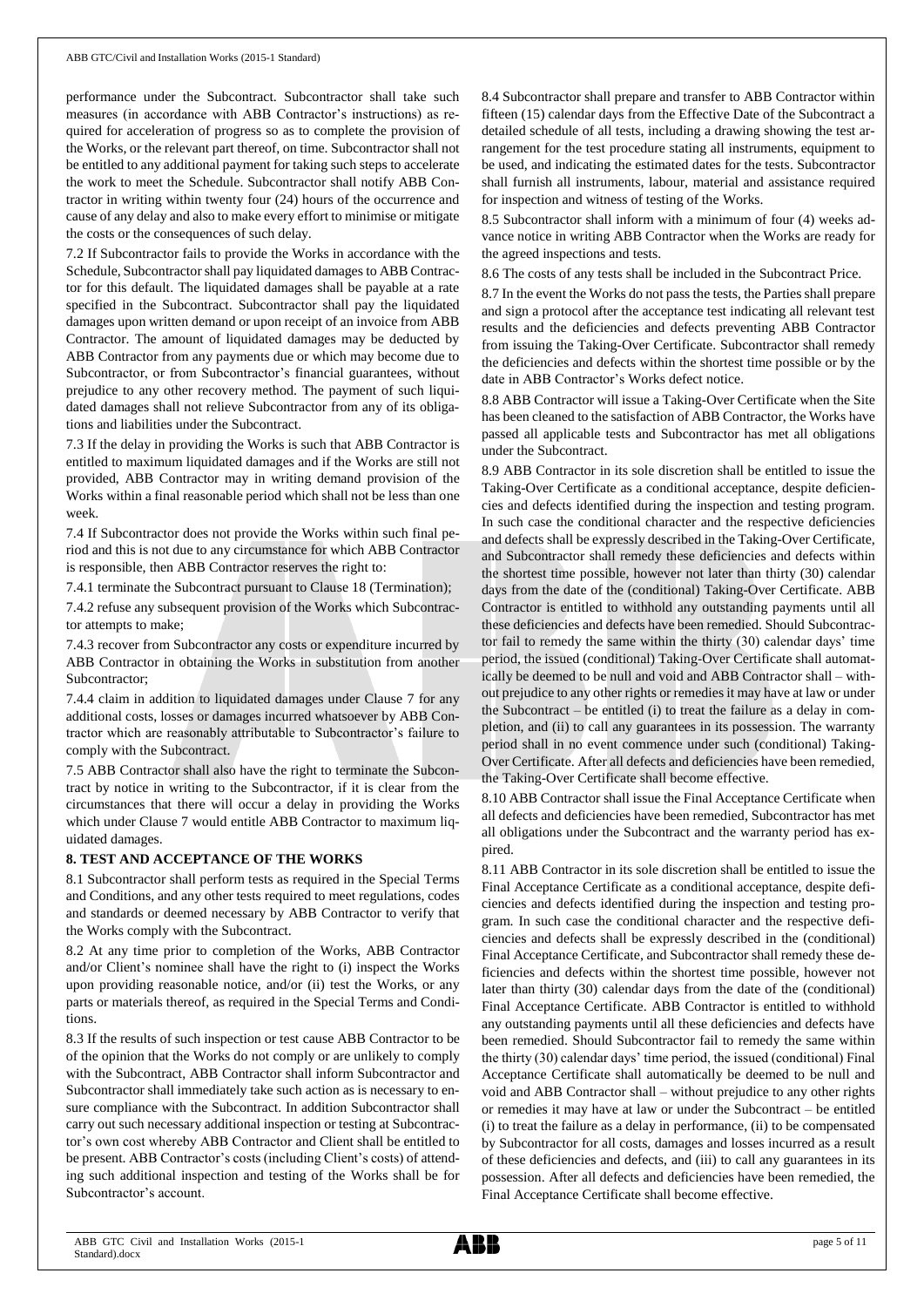performance under the Subcontract. Subcontractor shall take such measures (in accordance with ABB Contractor's instructions) as required for acceleration of progress so as to complete the provision of the Works, or the relevant part thereof, on time. Subcontractor shall not be entitled to any additional payment for taking such steps to accelerate the work to meet the Schedule. Subcontractor shall notify ABB Contractor in writing within twenty four (24) hours of the occurrence and cause of any delay and also to make every effort to minimise or mitigate the costs or the consequences of such delay.

7.2 If Subcontractor fails to provide the Works in accordance with the Schedule, Subcontractor shall pay liquidated damages to ABB Contractor for this default. The liquidated damages shall be payable at a rate specified in the Subcontract. Subcontractor shall pay the liquidated damages upon written demand or upon receipt of an invoice from ABB Contractor. The amount of liquidated damages may be deducted by ABB Contractor from any payments due or which may become due to Subcontractor, or from Subcontractor's financial guarantees, without prejudice to any other recovery method. The payment of such liquidated damages shall not relieve Subcontractor from any of its obligations and liabilities under the Subcontract.

7.3 If the delay in providing the Works is such that ABB Contractor is entitled to maximum liquidated damages and if the Works are still not provided, ABB Contractor may in writing demand provision of the Works within a final reasonable period which shall not be less than one week.

7.4 If Subcontractor does not provide the Works within such final period and this is not due to any circumstance for which ABB Contractor is responsible, then ABB Contractor reserves the right to:

7.4.1 terminate the Subcontract pursuant to Clause 18 (Termination);

7.4.2 refuse any subsequent provision of the Works which Subcontractor attempts to make;

7.4.3 recover from Subcontractor any costs or expenditure incurred by ABB Contractor in obtaining the Works in substitution from another Subcontractor;

7.4.4 claim in addition to liquidated damages under Clause 7 for any additional costs, losses or damages incurred whatsoever by ABB Contractor which are reasonably attributable to Subcontractor's failure to comply with the Subcontract.

7.5 ABB Contractor shall also have the right to terminate the Subcontract by notice in writing to the Subcontractor, if it is clear from the circumstances that there will occur a delay in providing the Works which under Clause 7 would entitle ABB Contractor to maximum liquidated damages.

## 8. TEST AND ACCEPTANCE OF THE WORKS

8.1 Subcontractor shall perform tests as required in the Special Terms and Conditions, and any other tests required to meet regulations, codes and standards or deemed necessary by ABB Contractor to verify that the Works comply with the Subcontract.

8.2 At any time prior to completion of the Works, ABB Contractor and/or Client's nominee shall have the right to (i) inspect the Works upon providing reasonable notice, and/or (ii) test the Works, or any parts or materials thereof, as required in the Special Terms and Conditions.

8.3 If the results of such inspection or test cause ABB Contractor to be of the opinion that the Works do not comply or are unlikely to comply with the Subcontract, ABB Contractor shall inform Subcontractor and Subcontractor shall immediately take such action as is necessary to ensure compliance with the Subcontract. In addition Subcontractor shall carry out such necessary additional inspection or testing at Subcontractor's own cost whereby ABB Contractor and Client shall be entitled to be present. ABB Contractor's costs (including Client's costs) of attending such additional inspection and testing of the Works shall be for Subcontractor's account.

8.4 Subcontractor shall prepare and transfer to ABB Contractor within fifteen (15) calendar days from the Effective Date of the Subcontract a detailed schedule of all tests, including a drawing showing the test arrangement for the test procedure stating all instruments, equipment to be used, and indicating the estimated dates for the tests. Subcontractor shall furnish all instruments, labour, material and assistance required for inspection and witness of testing of the Works.

8.5 Subcontractor shall inform with a minimum of four (4) weeks advance notice in writing ABB Contractor when the Works are ready for the agreed inspections and tests.

8.6 The costs of any tests shall be included in the Subcontract Price.

8.7 In the event the Works do not pass the tests, the Parties shall prepare and sign a protocol after the acceptance test indicating all relevant test results and the deficiencies and defects preventing ABB Contractor from issuing the Taking-Over Certificate. Subcontractor shall remedy the deficiencies and defects within the shortest time possible or by the date in ABB Contractor's Works defect notice.

8.8 ABB Contractor will issue a Taking-Over Certificate when the Site has been cleaned to the satisfaction of ABB Contractor, the Works have passed all applicable tests and Subcontractor has met all obligations under the Subcontract.

8.9 ABB Contractor in its sole discretion shall be entitled to issue the Taking-Over Certificate as a conditional acceptance, despite deficiencies and defects identified during the inspection and testing program. In such case the conditional character and the respective deficiencies and defects shall be expressly described in the Taking-Over Certificate, and Subcontractor shall remedy these deficiencies and defects within the shortest time possible, however not later than thirty (30) calendar days from the date of the (conditional) Taking-Over Certificate. ABB Contractor is entitled to withhold any outstanding payments until all these deficiencies and defects have been remedied. Should Subcontractor fail to remedy the same within the thirty (30) calendar days' time period, the issued (conditional) Taking-Over Certificate shall automatically be deemed to be null and void and ABB Contractor shall – without prejudice to any other rights or remedies it may have at law or under the Subcontract – be entitled (i) to treat the failure as a delay in completion, and (ii) to call any guarantees in its possession. The warranty period shall in no event commence under such (conditional) Taking-Over Certificate. After all defects and deficiencies have been remedied, the Taking-Over Certificate shall become effective.

8.10 ABB Contractor shall issue the Final Acceptance Certificate when all defects and deficiencies have been remedied, Subcontractor has met all obligations under the Subcontract and the warranty period has expired.

8.11 ABB Contractor in its sole discretion shall be entitled to issue the Final Acceptance Certificate as a conditional acceptance, despite deficiencies and defects identified during the inspection and testing program. In such case the conditional character and the respective deficiencies and defects shall be expressly described in the (conditional) Final Acceptance Certificate, and Subcontractor shall remedy these deficiencies and defects within the shortest time possible, however not later than thirty (30) calendar days from the date of the (conditional) Final Acceptance Certificate. ABB Contractor is entitled to withhold any outstanding payments until all these deficiencies and defects have been remedied. Should Subcontractor fail to remedy the same within the thirty (30) calendar days' time period, the issued (conditional) Final Acceptance Certificate shall automatically be deemed to be null and void and ABB Contractor shall – without prejudice to any other rights or remedies it may have at law or under the Subcontract – be entitled (i) to treat the failure as a delay in performance, (ii) to be compensated by Subcontractor for all costs, damages and losses incurred as a result of these deficiencies and defects, and (iii) to call any guarantees in its possession. After all defects and deficiencies have been remedied, the Final Acceptance Certificate shall become effective.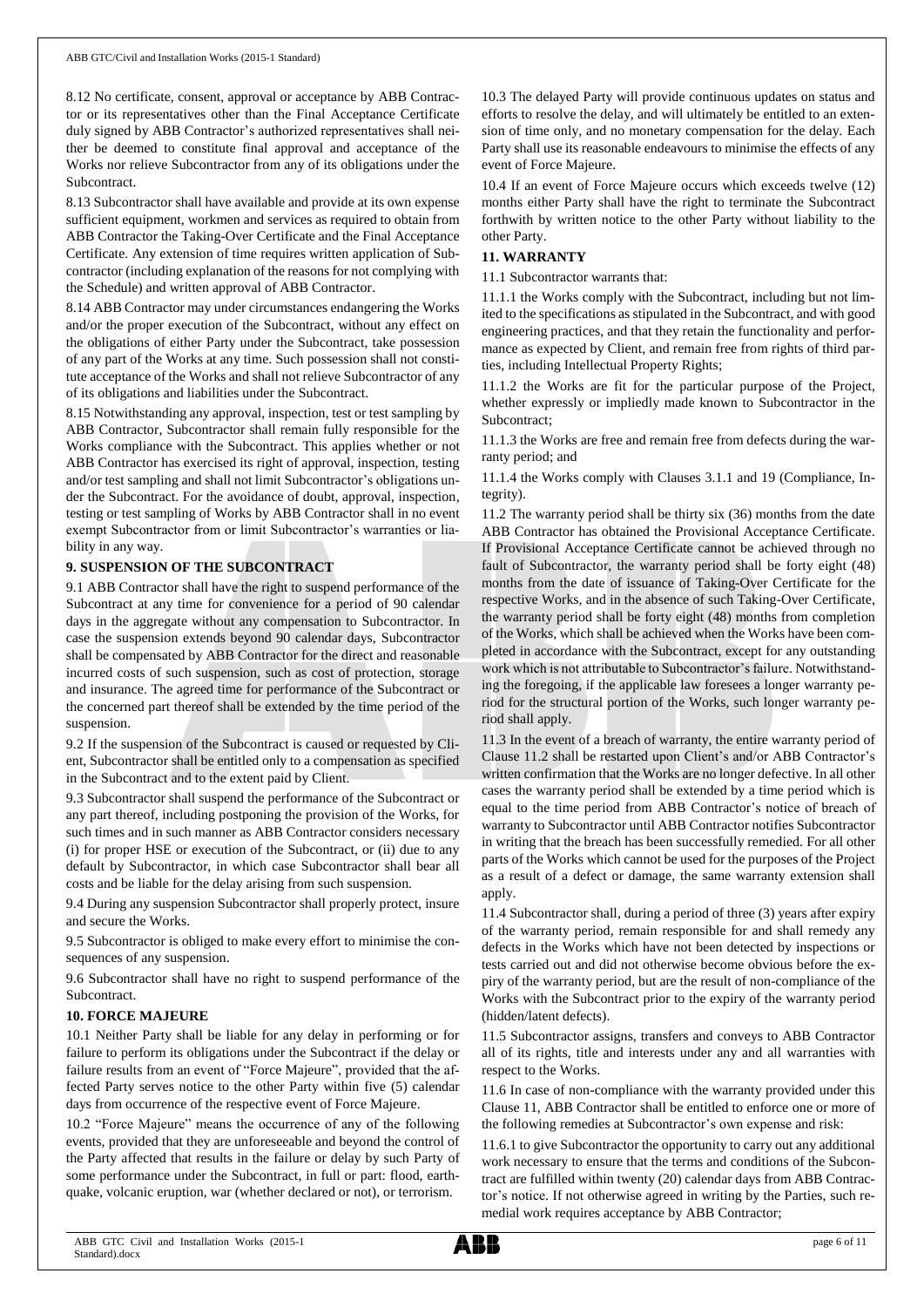8.12 No certificate, consent, approval or acceptance by ABB Contractor or its representatives other than the Final Acceptance Certificate duly signed by ABB Contractor's authorized representatives shall neither be deemed to constitute final approval and acceptance of the Works nor relieve Subcontractor from any of its obligations under the Subcontract.

8.13 Subcontractor shall have available and provide at its own expense sufficient equipment, workmen and services as required to obtain from ABB Contractor the Taking-Over Certificate and the Final Acceptance Certificate. Any extension of time requires written application of Subcontractor (including explanation of the reasons for not complying with the Schedule) and written approval of ABB Contractor.

8.14 ABB Contractor may under circumstances endangering the Works and/or the proper execution of the Subcontract, without any effect on the obligations of either Party under the Subcontract, take possession of any part of the Works at any time. Such possession shall not constitute acceptance of the Works and shall not relieve Subcontractor of any of its obligations and liabilities under the Subcontract.

8.15 Notwithstanding any approval, inspection, test or test sampling by ABB Contractor, Subcontractor shall remain fully responsible for the Works compliance with the Subcontract. This applies whether or not ABB Contractor has exercised its right of approval, inspection, testing and/or test sampling and shall not limit Subcontractor's obligations under the Subcontract. For the avoidance of doubt, approval, inspection, testing or test sampling of Works by ABB Contractor shall in no event exempt Subcontractor from or limit Subcontractor's warranties or liability in any way.

## 9. SUSPENSION OF THE SUBCONTRACT

9.1 ABB Contractor shall have the right to suspend performance of the Subcontract at any time for convenience for a period of 90 calendar days in the aggregate without any compensation to Subcontractor. In case the suspension extends beyond 90 calendar days, Subcontractor shall be compensated by ABB Contractor for the direct and reasonable incurred costs of such suspension, such as cost of protection, storage and insurance. The agreed time for performance of the Subcontract or the concerned part thereof shall be extended by the time period of the suspension.

9.2 If the suspension of the Subcontract is caused or requested by Client, Subcontractor shall be entitled only to a compensation as specified in the Subcontract and to the extent paid by Client.

9.3 Subcontractor shall suspend the performance of the Subcontract or any part thereof, including postponing the provision of the Works, for such times and in such manner as ABB Contractor considers necessary (i) for proper HSE or execution of the Subcontract, or (ii) due to any default by Subcontractor, in which case Subcontractor shall bear all costs and be liable for the delay arising from such suspension.

9.4 During any suspension Subcontractor shall properly protect, insure and secure the Works.

9.5 Subcontractor is obliged to make every effort to minimise the consequences of any suspension.

9.6 Subcontractor shall have no right to suspend performance of the Subcontract.

## 10. FORCE MAJEURE

10.1 Neither Party shall be liable for any delay in performing or for failure to perform its obligations under the Subcontract if the delay or failure results from an event of "Force Majeure", provided that the affected Party serves notice to the other Party within five (5) calendar days from occurrence of the respective event of Force Majeure.

10.2 "Force Majeure" means the occurrence of any of the following events, provided that they are unforeseeable and beyond the control of the Party affected that results in the failure or delay by such Party of some performance under the Subcontract, in full or part: flood, earthquake, volcanic eruption, war (whether declared or not), or terrorism.

10.3 The delayed Party will provide continuous updates on status and efforts to resolve the delay, and will ultimately be entitled to an extension of time only, and no monetary compensation for the delay. Each Party shall use its reasonable endeavours to minimise the effects of any event of Force Majeure.

10.4 If an event of Force Majeure occurs which exceeds twelve (12) months either Party shall have the right to terminate the Subcontract forthwith by written notice to the other Party without liability to the other Party.

## 11. WARRANTY

11.1 Subcontractor warrants that:

11.1.1 the Works comply with the Subcontract, including but not limited to the specifications as stipulated in the Subcontract, and with good engineering practices, and that they retain the functionality and performance as expected by Client, and remain free from rights of third parties, including Intellectual Property Rights;

11.1.2 the Works are fit for the particular purpose of the Project, whether expressly or impliedly made known to Subcontractor in the Subcontract;

11.1.3 the Works are free and remain free from defects during the warranty period; and

11.1.4 the Works comply with Clauses 3.1.1 and 19 (Compliance, Integrity).

11.2 The warranty period shall be thirty six (36) months from the date ABB Contractor has obtained the Provisional Acceptance Certificate. If Provisional Acceptance Certificate cannot be achieved through no fault of Subcontractor, the warranty period shall be forty eight (48) months from the date of issuance of Taking-Over Certificate for the respective Works, and in the absence of such Taking-Over Certificate, the warranty period shall be forty eight (48) months from completion of the Works, which shall be achieved when the Works have been completed in accordance with the Subcontract, except for any outstanding work which is not attributable to Subcontractor's failure. Notwithstanding the foregoing, if the applicable law foresees a longer warranty period for the structural portion of the Works, such longer warranty period shall apply.

11.3 In the event of a breach of warranty, the entire warranty period of Clause 11.2 shall be restarted upon Client's and/or ABB Contractor's written confirmation that the Works are no longer defective. In all other cases the warranty period shall be extended by a time period which is equal to the time period from ABB Contractor's notice of breach of warranty to Subcontractor until ABB Contractor notifies Subcontractor in writing that the breach has been successfully remedied. For all other parts of the Works which cannot be used for the purposes of the Project as a result of a defect or damage, the same warranty extension shall apply.

11.4 Subcontractor shall, during a period of three (3) years after expiry of the warranty period, remain responsible for and shall remedy any defects in the Works which have not been detected by inspections or tests carried out and did not otherwise become obvious before the expiry of the warranty period, but are the result of non-compliance of the Works with the Subcontract prior to the expiry of the warranty period (hidden/latent defects).

11.5 Subcontractor assigns, transfers and conveys to ABB Contractor all of its rights, title and interests under any and all warranties with respect to the Works.

11.6 In case of non-compliance with the warranty provided under this Clause 11, ABB Contractor shall be entitled to enforce one or more of the following remedies at Subcontractor's own expense and risk:

11.6.1 to give Subcontractor the opportunity to carry out any additional work necessary to ensure that the terms and conditions of the Subcontract are fulfilled within twenty (20) calendar days from ABB Contractor's notice. If not otherwise agreed in writing by the Parties, such remedial work requires acceptance by ABB Contractor;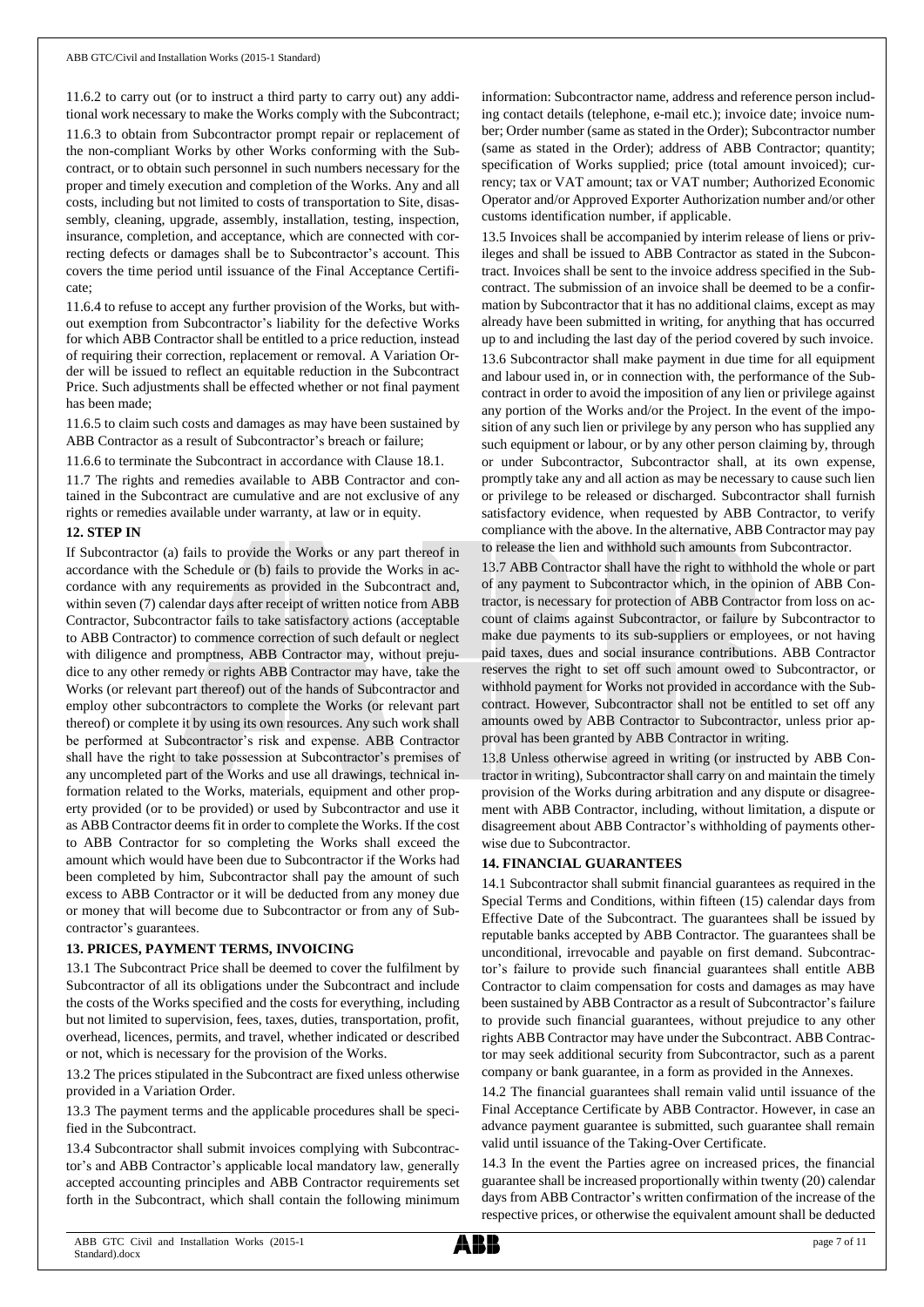11.6.2 to carry out (or to instruct a third party to carry out) any additional work necessary to make the Works comply with the Subcontract;

11.6.3 to obtain from Subcontractor prompt repair or replacement of the non-compliant Works by other Works conforming with the Subcontract, or to obtain such personnel in such numbers necessary for the proper and timely execution and completion of the Works. Any and all costs, including but not limited to costs of transportation to Site, disassembly, cleaning, upgrade, assembly, installation, testing, inspection, insurance, completion, and acceptance, which are connected with correcting defects or damages shall be to Subcontractor's account. This covers the time period until issuance of the Final Acceptance Certificate;

11.6.4 to refuse to accept any further provision of the Works, but without exemption from Subcontractor's liability for the defective Works for which ABB Contractor shall be entitled to a price reduction, instead of requiring their correction, replacement or removal. A Variation Order will be issued to reflect an equitable reduction in the Subcontract Price. Such adjustments shall be effected whether or not final payment has been made;

11.6.5 to claim such costs and damages as may have been sustained by ABB Contractor as a result of Subcontractor's breach or failure;

11.6.6 to terminate the Subcontract in accordance with Clause 18.1.

11.7 The rights and remedies available to ABB Contractor and contained in the Subcontract are cumulative and are not exclusive of any rights or remedies available under warranty, at law or in equity.

## 12. STEP IN

If Subcontractor (a) fails to provide the Works or any part thereof in accordance with the Schedule or (b) fails to provide the Works in accordance with any requirements as provided in the Subcontract and, within seven (7) calendar days after receipt of written notice from ABB Contractor, Subcontractor fails to take satisfactory actions (acceptable to ABB Contractor) to commence correction of such default or neglect with diligence and promptness, ABB Contractor may, without prejudice to any other remedy or rights ABB Contractor may have, take the Works (or relevant part thereof) out of the hands of Subcontractor and employ other subcontractors to complete the Works (or relevant part thereof) or complete it by using its own resources. Any such work shall be performed at Subcontractor's risk and expense. ABB Contractor shall have the right to take possession at Subcontractor's premises of any uncompleted part of the Works and use all drawings, technical information related to the Works, materials, equipment and other property provided (or to be provided) or used by Subcontractor and use it as ABB Contractor deems fit in order to complete the Works. If the cost to ABB Contractor for so completing the Works shall exceed the amount which would have been due to Subcontractor if the Works had been completed by him, Subcontractor shall pay the amount of such excess to ABB Contractor or it will be deducted from any money due or money that will become due to Subcontractor or from any of Subcontractor's guarantees.

## 13. PRICES, PAYMENT TERMS, INVOICING

13.1 The Subcontract Price shall be deemed to cover the fulfilment by Subcontractor of all its obligations under the Subcontract and include the costs of the Works specified and the costs for everything, including but not limited to supervision, fees, taxes, duties, transportation, profit, overhead, licences, permits, and travel, whether indicated or described or not, which is necessary for the provision of the Works.

13.2 The prices stipulated in the Subcontract are fixed unless otherwise provided in a Variation Order.

13.3 The payment terms and the applicable procedures shall be specified in the Subcontract.

13.4 Subcontractor shall submit invoices complying with Subcontractor's and ABB Contractor's applicable local mandatory law, generally accepted accounting principles and ABB Contractor requirements set forth in the Subcontract, which shall contain the following minimum information: Subcontractor name, address and reference person including contact details (telephone, e-mail etc.); invoice date; invoice number; Order number (same as stated in the Order); Subcontractor number (same as stated in the Order); address of ABB Contractor; quantity; specification of Works supplied; price (total amount invoiced); currency; tax or VAT amount; tax or VAT number; Authorized Economic Operator and/or Approved Exporter Authorization number and/or other customs identification number, if applicable.

13.5 Invoices shall be accompanied by interim release of liens or privileges and shall be issued to ABB Contractor as stated in the Subcontract. Invoices shall be sent to the invoice address specified in the Subcontract. The submission of an invoice shall be deemed to be a confirmation by Subcontractor that it has no additional claims, except as may already have been submitted in writing, for anything that has occurred up to and including the last day of the period covered by such invoice.

13.6 Subcontractor shall make payment in due time for all equipment and labour used in, or in connection with, the performance of the Subcontract in order to avoid the imposition of any lien or privilege against any portion of the Works and/or the Project. In the event of the imposition of any such lien or privilege by any person who has supplied any such equipment or labour, or by any other person claiming by, through or under Subcontractor, Subcontractor shall, at its own expense, promptly take any and all action as may be necessary to cause such lien or privilege to be released or discharged. Subcontractor shall furnish satisfactory evidence, when requested by ABB Contractor, to verify compliance with the above. In the alternative, ABB Contractor may pay to release the lien and withhold such amounts from Subcontractor.

13.7 ABB Contractor shall have the right to withhold the whole or part of any payment to Subcontractor which, in the opinion of ABB Contractor, is necessary for protection of ABB Contractor from loss on account of claims against Subcontractor, or failure by Subcontractor to make due payments to its sub-suppliers or employees, or not having paid taxes, dues and social insurance contributions. ABB Contractor reserves the right to set off such amount owed to Subcontractor, or withhold payment for Works not provided in accordance with the Subcontract. However, Subcontractor shall not be entitled to set off any amounts owed by ABB Contractor to Subcontractor, unless prior approval has been granted by ABB Contractor in writing.

13.8 Unless otherwise agreed in writing (or instructed by ABB Contractor in writing), Subcontractor shall carry on and maintain the timely provision of the Works during arbitration and any dispute or disagreement with ABB Contractor, including, without limitation, a dispute or disagreement about ABB Contractor's withholding of payments otherwise due to Subcontractor.

## 14. FINANCIAL GUARANTEES

14.1 Subcontractor shall submit financial guarantees as required in the Special Terms and Conditions, within fifteen (15) calendar days from Effective Date of the Subcontract. The guarantees shall be issued by reputable banks accepted by ABB Contractor. The guarantees shall be unconditional, irrevocable and payable on first demand. Subcontractor's failure to provide such financial guarantees shall entitle ABB Contractor to claim compensation for costs and damages as may have been sustained by ABB Contractor as a result of Subcontractor's failure to provide such financial guarantees, without prejudice to any other rights ABB Contractor may have under the Subcontract. ABB Contractor may seek additional security from Subcontractor, such as a parent company or bank guarantee, in a form as provided in the Annexes.

14.2 The financial guarantees shall remain valid until issuance of the Final Acceptance Certificate by ABB Contractor. However, in case an advance payment guarantee is submitted, such guarantee shall remain valid until issuance of the Taking-Over Certificate.

14.3 In the event the Parties agree on increased prices, the financial guarantee shall be increased proportionally within twenty (20) calendar days from ABB Contractor's written confirmation of the increase of the respective prices, or otherwise the equivalent amount shall be deducted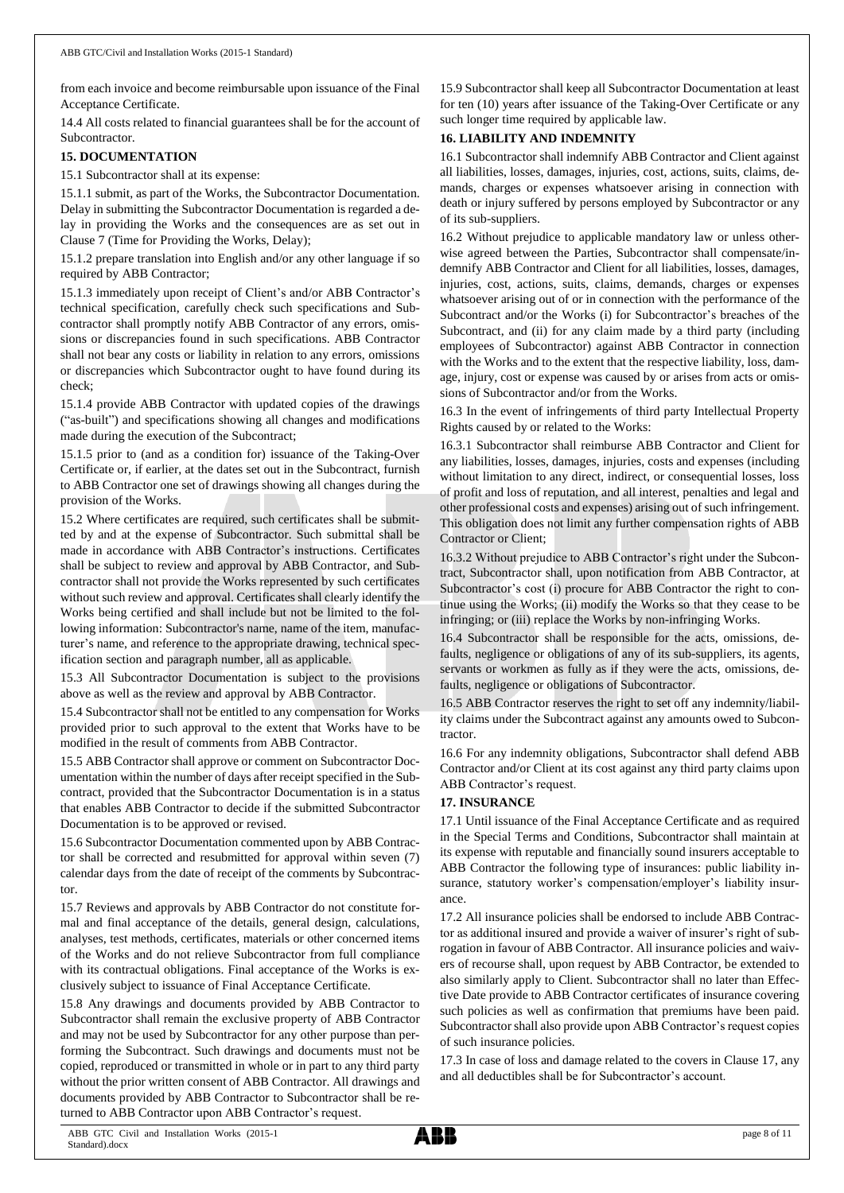from each invoice and become reimbursable upon issuance of the Final Acceptance Certificate.

14.4 All costs related to financial guarantees shall be for the account of Subcontractor.

## 15. DOCUMENTATION

15.1 Subcontractor shall at its expense:

15.1.1 submit, as part of the Works, the Subcontractor Documentation. Delay in submitting the Subcontractor Documentation is regarded a delay in providing the Works and the consequences are as set out in Clause 7 (Time for Providing the Works, Delay);

15.1.2 prepare translation into English and/or any other language if so required by ABB Contractor;

15.1.3 immediately upon receipt of Client's and/or ABB Contractor's technical specification, carefully check such specifications and Subcontractor shall promptly notify ABB Contractor of any errors, omissions or discrepancies found in such specifications. ABB Contractor shall not bear any costs or liability in relation to any errors, omissions or discrepancies which Subcontractor ought to have found during its check;

15.1.4 provide ABB Contractor with updated copies of the drawings ("as-built") and specifications showing all changes and modifications made during the execution of the Subcontract;

15.1.5 prior to (and as a condition for) issuance of the Taking-Over Certificate or, if earlier, at the dates set out in the Subcontract, furnish to ABB Contractor one set of drawings showing all changes during the provision of the Works.

15.2 Where certificates are required, such certificates shall be submitted by and at the expense of Subcontractor. Such submittal shall be made in accordance with ABB Contractor's instructions. Certificates shall be subject to review and approval by ABB Contractor, and Subcontractor shall not provide the Works represented by such certificates without such review and approval. Certificates shall clearly identify the Works being certified and shall include but not be limited to the following information: Subcontractor's name, name of the item, manufacturer's name, and reference to the appropriate drawing, technical specification section and paragraph number, all as applicable.

15.3 All Subcontractor Documentation is subject to the provisions above as well as the review and approval by ABB Contractor.

15.4 Subcontractor shall not be entitled to any compensation for Works provided prior to such approval to the extent that Works have to be modified in the result of comments from ABB Contractor.

15.5 ABB Contractor shall approve or comment on Subcontractor Documentation within the number of days after receipt specified in the Subcontract, provided that the Subcontractor Documentation is in a status that enables ABB Contractor to decide if the submitted Subcontractor Documentation is to be approved or revised.

15.6 Subcontractor Documentation commented upon by ABB Contractor shall be corrected and resubmitted for approval within seven (7) calendar days from the date of receipt of the comments by Subcontractor.

15.7 Reviews and approvals by ABB Contractor do not constitute formal and final acceptance of the details, general design, calculations, analyses, test methods, certificates, materials or other concerned items of the Works and do not relieve Subcontractor from full compliance with its contractual obligations. Final acceptance of the Works is exclusively subject to issuance of Final Acceptance Certificate.

15.8 Any drawings and documents provided by ABB Contractor to Subcontractor shall remain the exclusive property of ABB Contractor and may not be used by Subcontractor for any other purpose than performing the Subcontract. Such drawings and documents must not be copied, reproduced or transmitted in whole or in part to any third party without the prior written consent of ABB Contractor. All drawings and documents provided by ABB Contractor to Subcontractor shall be returned to ABB Contractor upon ABB Contractor's request.

15.9 Subcontractor shall keep all Subcontractor Documentation at least for ten (10) years after issuance of the Taking-Over Certificate or any such longer time required by applicable law.

## 16. LIABILITY AND INDEMNITY

16.1 Subcontractor shall indemnify ABB Contractor and Client against all liabilities, losses, damages, injuries, cost, actions, suits, claims, demands, charges or expenses whatsoever arising in connection with death or injury suffered by persons employed by Subcontractor or any of its sub-suppliers.

16.2 Without prejudice to applicable mandatory law or unless otherwise agreed between the Parties, Subcontractor shall compensate/indemnify ABB Contractor and Client for all liabilities, losses, damages, injuries, cost, actions, suits, claims, demands, charges or expenses whatsoever arising out of or in connection with the performance of the Subcontract and/or the Works (i) for Subcontractor's breaches of the Subcontract, and (ii) for any claim made by a third party (including employees of Subcontractor) against ABB Contractor in connection with the Works and to the extent that the respective liability, loss, damage, injury, cost or expense was caused by or arises from acts or omissions of Subcontractor and/or from the Works.

16.3 In the event of infringements of third party Intellectual Property Rights caused by or related to the Works:

16.3.1 Subcontractor shall reimburse ABB Contractor and Client for any liabilities, losses, damages, injuries, costs and expenses (including without limitation to any direct, indirect, or consequential losses, loss of profit and loss of reputation, and all interest, penalties and legal and other professional costs and expenses) arising out of such infringement. This obligation does not limit any further compensation rights of ABB Contractor or Client;

16.3.2 Without prejudice to ABB Contractor's right under the Subcontract, Subcontractor shall, upon notification from ABB Contractor, at Subcontractor's cost (i) procure for ABB Contractor the right to continue using the Works; (ii) modify the Works so that they cease to be infringing; or (iii) replace the Works by non-infringing Works.

16.4 Subcontractor shall be responsible for the acts, omissions, defaults, negligence or obligations of any of its sub-suppliers, its agents, servants or workmen as fully as if they were the acts, omissions, defaults, negligence or obligations of Subcontractor.

16.5 ABB Contractor reserves the right to set off any indemnity/liability claims under the Subcontract against any amounts owed to Subcontractor.

16.6 For any indemnity obligations, Subcontractor shall defend ABB Contractor and/or Client at its cost against any third party claims upon ABB Contractor's request.

## 17. INSURANCE

17.1 Until issuance of the Final Acceptance Certificate and as required in the Special Terms and Conditions, Subcontractor shall maintain at its expense with reputable and financially sound insurers acceptable to ABB Contractor the following type of insurances: public liability insurance, statutory worker's compensation/employer's liability insurance.

17.2 All insurance policies shall be endorsed to include ABB Contractor as additional insured and provide a waiver of insurer's right of subrogation in favour of ABB Contractor. All insurance policies and waivers of recourse shall, upon request by ABB Contractor, be extended to also similarly apply to Client. Subcontractor shall no later than Effective Date provide to ABB Contractor certificates of insurance covering such policies as well as confirmation that premiums have been paid. Subcontractor shall also provide upon ABB Contractor's request copies of such insurance policies.

17.3 In case of loss and damage related to the covers in Clause 17, any and all deductibles shall be for Subcontractor's account.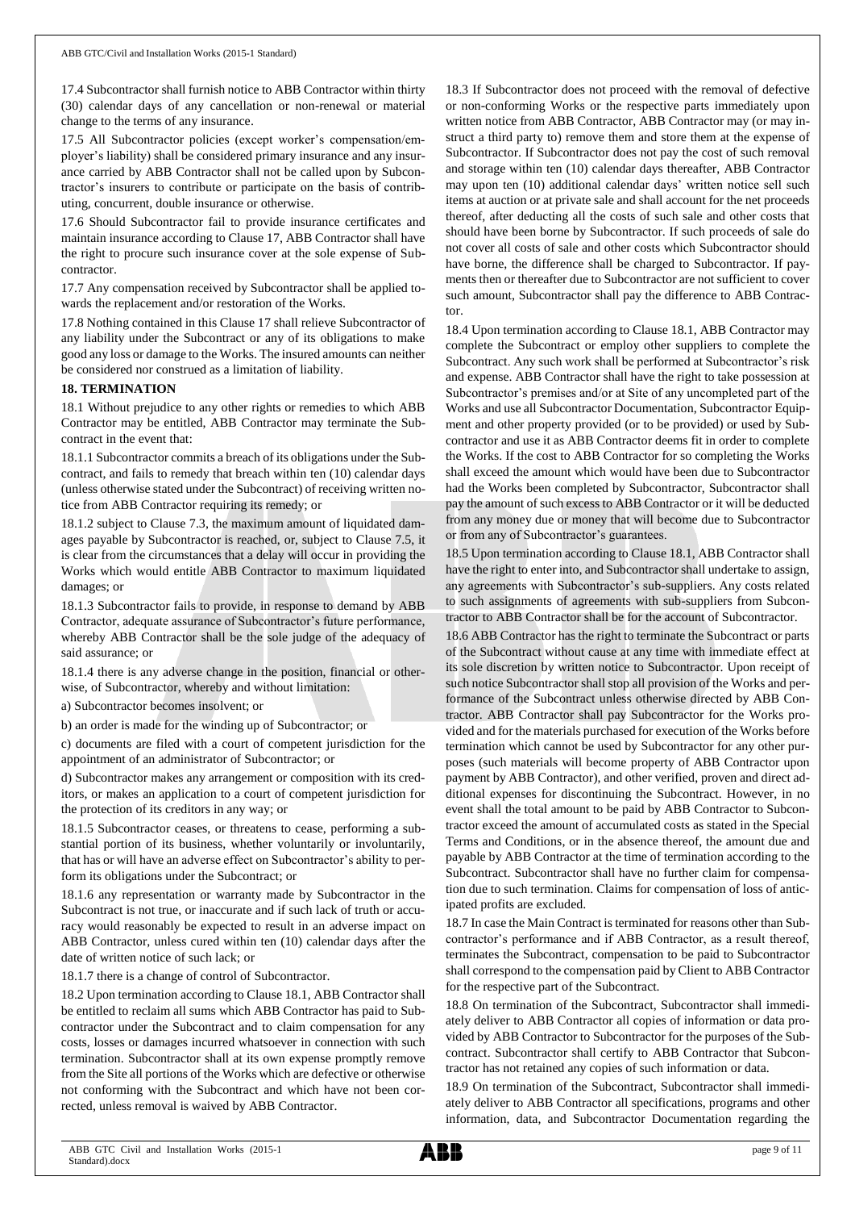17.4 Subcontractor shall furnish notice to ABB Contractor within thirty (30) calendar days of any cancellation or non-renewal or material change to the terms of any insurance.

17.5 All Subcontractor policies (except worker's compensation/employer's liability) shall be considered primary insurance and any insurance carried by ABB Contractor shall not be called upon by Subcontractor's insurers to contribute or participate on the basis of contributing, concurrent, double insurance or otherwise.

17.6 Should Subcontractor fail to provide insurance certificates and maintain insurance according to Clause 17, ABB Contractor shall have the right to procure such insurance cover at the sole expense of Subcontractor.

17.7 Any compensation received by Subcontractor shall be applied towards the replacement and/or restoration of the Works.

17.8 Nothing contained in this Clause 17 shall relieve Subcontractor of any liability under the Subcontract or any of its obligations to make good any loss or damage to the Works. The insured amounts can neither be considered nor construed as a limitation of liability.

**18. TERMINATION**

18.1 Without prejudice to any other rights or remedies to which ABB Contractor may be entitled, ABB Contractor may terminate the Subcontract in the event that:

18.1.1 Subcontractor commits a breach of its obligations under the Subcontract, and fails to remedy that breach within ten (10) calendar days (unless otherwise stated under the Subcontract) of receiving written notice from ABB Contractor requiring its remedy; or

18.1.2 subject to Clause 7.3, the maximum amount of liquidated damages payable by Subcontractor is reached, or, subject to Clause 7.5, it is clear from the circumstances that a delay will occur in providing the Works which would entitle ABB Contractor to maximum liquidated damages; or

18.1.3 Subcontractor fails to provide, in response to demand by ABB Contractor, adequate assurance of Subcontractor's future performance, whereby ABB Contractor shall be the sole judge of the adequacy of said assurance; or

18.1.4 there is any adverse change in the position, financial or otherwise, of Subcontractor, whereby and without limitation:

a) Subcontractor becomes insolvent; or

b) an order is made for the winding up of Subcontractor; or

c) documents are filed with a court of competent jurisdiction for the appointment of an administrator of Subcontractor; or

d) Subcontractor makes any arrangement or composition with its creditors, or makes an application to a court of competent jurisdiction for the protection of its creditors in any way; or

18.1.5 Subcontractor ceases, or threatens to cease, performing a substantial portion of its business, whether voluntarily or involuntarily, that has or will have an adverse effect on Subcontractor's ability to perform its obligations under the Subcontract; or

18.1.6 any representation or warranty made by Subcontractor in the Subcontract is not true, or inaccurate and if such lack of truth or accuracy would reasonably be expected to result in an adverse impact on ABB Contractor, unless cured within ten (10) calendar days after the date of written notice of such lack; or

18.1.7 there is a change of control of Subcontractor.

18.2 Upon termination according to Clause 18.1, ABB Contractor shall be entitled to reclaim all sums which ABB Contractor has paid to Subcontractor under the Subcontract and to claim compensation for any costs, losses or damages incurred whatsoever in connection with such termination. Subcontractor shall at its own expense promptly remove from the Site all portions of the Works which are defective or otherwise not conforming with the Subcontract and which have not been corrected, unless removal is waived by ABB Contractor.

18.3 If Subcontractor does not proceed with the removal of defective or non-conforming Works or the respective parts immediately upon written notice from ABB Contractor, ABB Contractor may (or may instruct a third party to) remove them and store them at the expense of Subcontractor. If Subcontractor does not pay the cost of such removal and storage within ten (10) calendar days thereafter, ABB Contractor may upon ten (10) additional calendar days' written notice sell such items at auction or at private sale and shall account for the net proceeds thereof, after deducting all the costs of such sale and other costs that should have been borne by Subcontractor. If such proceeds of sale do not cover all costs of sale and other costs which Subcontractor should have borne, the difference shall be charged to Subcontractor. If payments then or thereafter due to Subcontractor are not sufficient to cover such amount, Subcontractor shall pay the difference to ABB Contractor.

18.4 Upon termination according to Clause 18.1, ABB Contractor may complete the Subcontract or employ other suppliers to complete the Subcontract. Any such work shall be performed at Subcontractor's risk and expense. ABB Contractor shall have the right to take possession at Subcontractor's premises and/or at Site of any uncompleted part of the Works and use all Subcontractor Documentation, Subcontractor Equipment and other property provided (or to be provided) or used by Subcontractor and use it as ABB Contractor deems fit in order to complete the Works. If the cost to ABB Contractor for so completing the Works shall exceed the amount which would have been due to Subcontractor had the Works been completed by Subcontractor, Subcontractor shall pay the amount of such excess to ABB Contractor or it will be deducted from any money due or money that will become due to Subcontractor or from any of Subcontractor's guarantees.

18.5 Upon termination according to Clause 18.1, ABB Contractor shall have the right to enter into, and Subcontractor shall undertake to assign, any agreements with Subcontractor's sub-suppliers. Any costs related to such assignments of agreements with sub-suppliers from Subcontractor to ABB Contractor shall be for the account of Subcontractor.

18.6 ABB Contractor has the right to terminate the Subcontract or parts of the Subcontract without cause at any time with immediate effect at its sole discretion by written notice to Subcontractor. Upon receipt of such notice Subcontractor shall stop all provision of the Works and performance of the Subcontract unless otherwise directed by ABB Contractor. ABB Contractor shall pay Subcontractor for the Works provided and for the materials purchased for execution of the Works before termination which cannot be used by Subcontractor for any other purposes (such materials will become property of ABB Contractor upon payment by ABB Contractor), and other verified, proven and direct additional expenses for discontinuing the Subcontract. However, in no event shall the total amount to be paid by ABB Contractor to Subcontractor exceed the amount of accumulated costs as stated in the Special Terms and Conditions, or in the absence thereof, the amount due and payable by ABB Contractor at the time of termination according to the Subcontract. Subcontractor shall have no further claim for compensation due to such termination. Claims for compensation of loss of anticipated profits are excluded.

18.7 In case the Main Contract is terminated for reasons other than Subcontractor's performance and if ABB Contractor, as a result thereof, terminates the Subcontract, compensation to be paid to Subcontractor shall correspond to the compensation paid by Client to ABB Contractor for the respective part of the Subcontract.

18.8 On termination of the Subcontract, Subcontractor shall immediately deliver to ABB Contractor all copies of information or data provided by ABB Contractor to Subcontractor for the purposes of the Subcontract. Subcontractor shall certify to ABB Contractor that Subcontractor has not retained any copies of such information or data.

18.9 On termination of the Subcontract, Subcontractor shall immediately deliver to ABB Contractor all specifications, programs and other information, data, and Subcontractor Documentation regarding the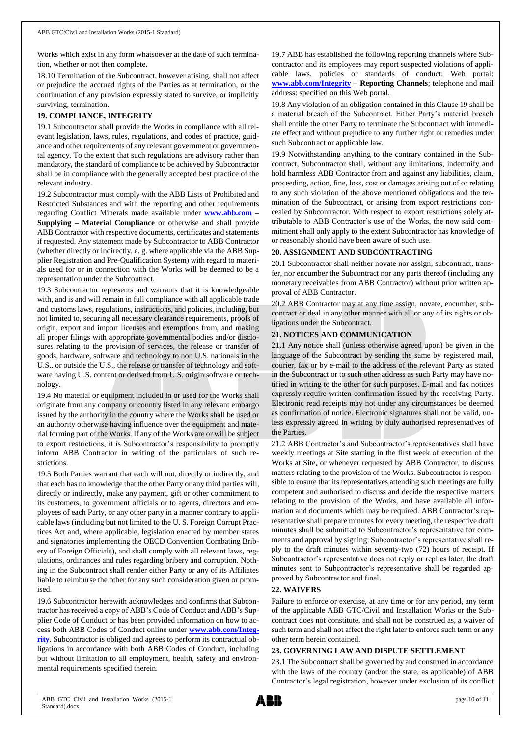Works which exist in any form whatsoever at the date of such termination, whether or not then complete.

18.10 Termination of the Subcontract, however arising, shall not affect or prejudice the accrued rights of the Parties as at termination, or the continuation of any provision expressly stated to survive, or implicitly surviving, termination.

## 19. COMPLIANCE, INTEGRITY

19.1 Subcontractor shall provide the Works in compliance with all relevant legislation, laws, rules, regulations, and codes of practice, guidance and other requirements of any relevant government or governmental agency. To the extent that such regulations are advisory rather than mandatory, the standard of compliance to be achieved by Subcontractor shall be in compliance with the generally accepted best practice of the relevant industry.

19.2 Subcontractor must comply with the ABB Lists of Prohibited and Restricted Substances and with the reporting and other requirements regarding Conflict Minerals made available under **www.abb.com – Supplying – Material Compliance** or otherwise and shall provide ABB Contractor with respective documents, certificates and statements if requested. Any statement made by Subcontractor to ABB Contractor (whether directly or indirectly, e. g. where applicable via the ABB Supplier Registration and Pre-Qualification System) with regard to materials used for or in connection with the Works will be deemed to be a representation under the Subcontract.

19.3 Subcontractor represents and warrants that it is knowledgeable with, and is and will remain in full compliance with all applicable trade and customs laws, regulations, instructions, and policies, including, but not limited to, securing all necessary clearance requirements, proofs of origin, export and import licenses and exemptions from, and making all proper filings with appropriate governmental bodies and/or disclosures relating to the provision of services, the release or transfer of goods, hardware, software and technology to non U.S. nationals in the U.S., or outside the U.S., the release or transfer of technology and software having U.S. content or derived from U.S. origin software or technology.

19.4 No material or equipment included in or used for the Works shall originate from any company or country listed in any relevant embargo issued by the authority in the country where the Works shall be used or an authority otherwise having influence over the equipment and material forming part of the Works. If any of the Works are or will be subject to export restrictions, it is Subcontractor's responsibility to promptly inform ABB Contractor in writing of the particulars of such restrictions.

19.5 Both Parties warrant that each will not, directly or indirectly, and that each has no knowledge that the other Party or any third parties will, directly or indirectly, make any payment, gift or other commitment to its customers, to government officials or to agents, directors and employees of each Party, or any other party in a manner contrary to applicable laws (including but not limited to the U. S. Foreign Corrupt Practices Act and, where applicable, legislation enacted by member states and signatories implementing the OECD Convention Combating Bribery of Foreign Officials), and shall comply with all relevant laws, regulations, ordinances and rules regarding bribery and corruption. Nothing in the Subcontract shall render either Party or any of its Affiliates liable to reimburse the other for any such consideration given or promised.

19.6 Subcontractor herewith acknowledges and confirms that Subcontractor has received a copy of ABB's Code of Conduct and ABB's Supplier Code of Conduct or has been provided information on how to access both ABB Codes of Conduct online under **www.abb.com/Integrity**. Subcontractor is obliged and agrees to perform its contractual obligations in accordance with both ABB Codes of Conduct, including but without limitation to all employment, health, safety and environmental requirements specified therein.

19.7 ABB has established the following reporting channels where Subcontractor and its employees may report suspected violations of applicable laws, policies or standards of conduct: Web portal: **www.abb.com/Integrity – Reporting Channels**; telephone and mail address: specified on this Web portal.

19.8 Any violation of an obligation contained in this Clause 19 shall be a material breach of the Subcontract. Either Party's material breach shall entitle the other Party to terminate the Subcontract with immediate effect and without prejudice to any further right or remedies under such Subcontract or applicable law.

19.9 Notwithstanding anything to the contrary contained in the Subcontract, Subcontractor shall, without any limitations, indemnify and hold harmless ABB Contractor from and against any liabilities, claim, proceeding, action, fine, loss, cost or damages arising out of or relating to any such violation of the above mentioned obligations and the termination of the Subcontract, or arising from export restrictions concealed by Subcontractor. With respect to export restrictions solely attributable to ABB Contractor's use of the Works, the now said commitment shall only apply to the extent Subcontractor has knowledge of or reasonably should have been aware of such use.

## 20. ASSIGNMENT AND SUBCONTRACTING

20.1 Subcontractor shall neither novate nor assign, subcontract, transfer, nor encumber the Subcontract nor any parts thereof (including any monetary receivables from ABB Contractor) without prior written approval of ABB Contractor.

20.2 ABB Contractor may at any time assign, novate, encumber, subcontract or deal in any other manner with all or any of its rights or obligations under the Subcontract.

## 21. NOTICES AND COMMUNICATION

21.1 Any notice shall (unless otherwise agreed upon) be given in the language of the Subcontract by sending the same by registered mail, courier, fax or by e-mail to the address of the relevant Party as stated in the Subcontract or to such other address as such Party may have notified in writing to the other for such purposes. E-mail and fax notices expressly require written confirmation issued by the receiving Party. Electronic read receipts may not under any circumstances be deemed as confirmation of notice. Electronic signatures shall not be valid, unless expressly agreed in writing by duly authorised representatives of the Parties.

21.2 ABB Contractor's and Subcontractor's representatives shall have weekly meetings at Site starting in the first week of execution of the Works at Site, or whenever requested by ABB Contractor, to discuss matters relating to the provision of the Works. Subcontractor is responsible to ensure that its representatives attending such meetings are fully competent and authorised to discuss and decide the respective matters relating to the provision of the Works, and have available all information and documents which may be required. ABB Contractor's representative shall prepare minutes for every meeting, the respective draft minutes shall be submitted to Subcontractor's representative for comments and approval by signing. Subcontractor's representative shall reply to the draft minutes within seventy-two (72) hours of receipt. If Subcontractor's representative does not reply or replies later, the draft minutes sent to Subcontractor's representative shall be regarded approved by Subcontractor and final.

## 22. WAIVERS

Failure to enforce or exercise, at any time or for any period, any term of the applicable ABB GTC/Civil and Installation Works or the Subcontract does not constitute, and shall not be construed as, a waiver of such term and shall not affect the right later to enforce such term or any other term herein contained.

## 23. GOVERNING LAW AND DISPUTE SETTLEMENT

23.1 The Subcontract shall be governed by and construed in accordance with the laws of the country (and/or the state, as applicable) of ABB Contractor's legal registration, however under exclusion of its conflict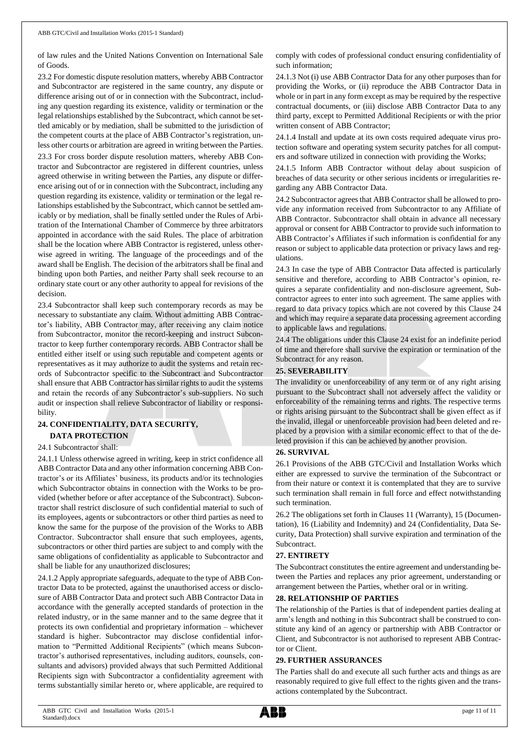of law rules and the United Nations Convention on International Sale of Goods.

23.2 For domestic dispute resolution matters, whereby ABB Contractor and Subcontractor are registered in the same country, any dispute or difference arising out of or in connection with the Subcontract, including any question regarding its existence, validity or termination or the legal relationships established by the Subcontract, which cannot be settled amicably or by mediation, shall be submitted to the jurisdiction of the competent courts at the place of ABB Contractor's registration, unless other courts or arbitration are agreed in writing between the Parties.

23.3 For cross border dispute resolution matters, whereby ABB Contractor and Subcontractor are registered in different countries, unless agreed otherwise in writing between the Parties, any dispute or difference arising out of or in connection with the Subcontract, including any question regarding its existence, validity or termination or the legal relationships established by the Subcontract, which cannot be settled amicably or by mediation, shall be finally settled under the Rules of Arbitration of the International Chamber of Commerce by three arbitrators appointed in accordance with the said Rules. The place of arbitration shall be the location where ABB Contractor is registered, unless otherwise agreed in writing. The language of the proceedings and of the award shall be English. The decision of the arbitrators shall be final and binding upon both Parties, and neither Party shall seek recourse to an ordinary state court or any other authority to appeal for revisions of the decision.

23.4 Subcontractor shall keep such contemporary records as may be necessary to substantiate any claim. Without admitting ABB Contractor's liability, ABB Contractor may, after receiving any claim notice from Subcontractor, monitor the record-keeping and instruct Subcontractor to keep further contemporary records. ABB Contractor shall be entitled either itself or using such reputable and competent agents or representatives as it may authorize to audit the systems and retain records of Subcontractor specific to the Subcontract and Subcontractor shall ensure that ABB Contractor has similar rights to audit the systems and retain the records of any Subcontractor's sub-suppliers. No such audit or inspection shall relieve Subcontractor of liability or responsibility.

## 24. CONFIDENTIALITY, DATA SECURITY, DATA PROTECTION

24.1 Subcontractor shall:

24.1.1 Unless otherwise agreed in writing, keep in strict confidence all ABB Contractor Data and any other information concerning ABB Contractor's or its Affiliates' business, its products and/or its technologies which Subcontractor obtains in connection with the Works to be provided (whether before or after acceptance of the Subcontract). Subcontractor shall restrict disclosure of such confidential material to such of its employees, agents or subcontractors or other third parties as need to know the same for the purpose of the provision of the Works to ABB Contractor. Subcontractor shall ensure that such employees, agents, subcontractors or other third parties are subject to and comply with the same obligations of confidentiality as applicable to Subcontractor and shall be liable for any unauthorized disclosures;

24.1.2 Apply appropriate safeguards, adequate to the type of ABB Contractor Data to be protected, against the unauthorised access or disclosure of ABB Contractor Data and protect such ABB Contractor Data in accordance with the generally accepted standards of protection in the related industry, or in the same manner and to the same degree that it protects its own confidential and proprietary information – whichever standard is higher. Subcontractor may disclose confidential information to "Permitted Additional Recipients" (which means Subcontractor's authorised representatives, including auditors, counsels, consultants and advisors) provided always that such Permitted Additional Recipients sign with Subcontractor a confidentiality agreement with terms substantially similar hereto or, where applicable, are required to comply with codes of professional conduct ensuring confidentiality of such information;

24.1.3 Not (i) use ABB Contractor Data for any other purposes than for providing the Works, or (ii) reproduce the ABB Contractor Data in whole or in part in any form except as may be required by the respective contractual documents, or (iii) disclose ABB Contractor Data to any third party, except to Permitted Additional Recipients or with the prior written consent of ABB Contractor;

24.1.4 Install and update at its own costs required adequate virus protection software and operating system security patches for all computers and software utilized in connection with providing the Works;

24.1.5 Inform ABB Contractor without delay about suspicion of breaches of data security or other serious incidents or irregularities regarding any ABB Contractor Data.

24.2 Subcontractor agrees that ABB Contractor shall be allowed to provide any information received from Subcontractor to any Affiliate of ABB Contractor. Subcontractor shall obtain in advance all necessary approval or consent for ABB Contractor to provide such information to ABB Contractor's Affiliates if such information is confidential for any reason or subject to applicable data protection or privacy laws and regulations.

24.3 In case the type of ABB Contractor Data affected is particularly sensitive and therefore, according to ABB Contractor's opinion, requires a separate confidentiality and non-disclosure agreement, Subcontractor agrees to enter into such agreement. The same applies with regard to data privacy topics which are not covered by this Clause 24 and which may require a separate data processing agreement according to applicable laws and regulations.

24.4 The obligations under this Clause 24 exist for an indefinite period of time and therefore shall survive the expiration or termination of the Subcontract for any reason.

## 25. SEVERABILITY

The invalidity or unenforceability of any term or of any right arising pursuant to the Subcontract shall not adversely affect the validity or enforceability of the remaining terms and rights. The respective terms or rights arising pursuant to the Subcontract shall be given effect as if the invalid, illegal or unenforceable provision had been deleted and replaced by a provision with a similar economic effect to that of the deleted provision if this can be achieved by another provision.

## 26. SURVIVAL

26.1 Provisions of the ABB GTC/Civil and Installation Works which either are expressed to survive the termination of the Subcontract or from their nature or context it is contemplated that they are to survive such termination shall remain in full force and effect notwithstanding such termination.

26.2 The obligations set forth in Clauses 11 (Warranty), 15 (Documentation), 16 (Liability and Indemnity) and 24 (Confidentiality, Data Security, Data Protection) shall survive expiration and termination of the Subcontract.

## 27. ENTIRETY

The Subcontract constitutes the entire agreement and understanding between the Parties and replaces any prior agreement, understanding or arrangement between the Parties, whether oral or in writing.

## 28. RELATIONSHIP OF PARTIES

The relationship of the Parties is that of independent parties dealing at arm's length and nothing in this Subcontract shall be construed to constitute any kind of an agency or partnership with ABB Contractor or Client, and Subcontractor is not authorised to represent ABB Contractor or Client.

## 29. FURTHER ASSURANCES

The Parties shall do and execute all such further acts and things as are reasonably required to give full effect to the rights given and the transactions contemplated by the Subcontract.